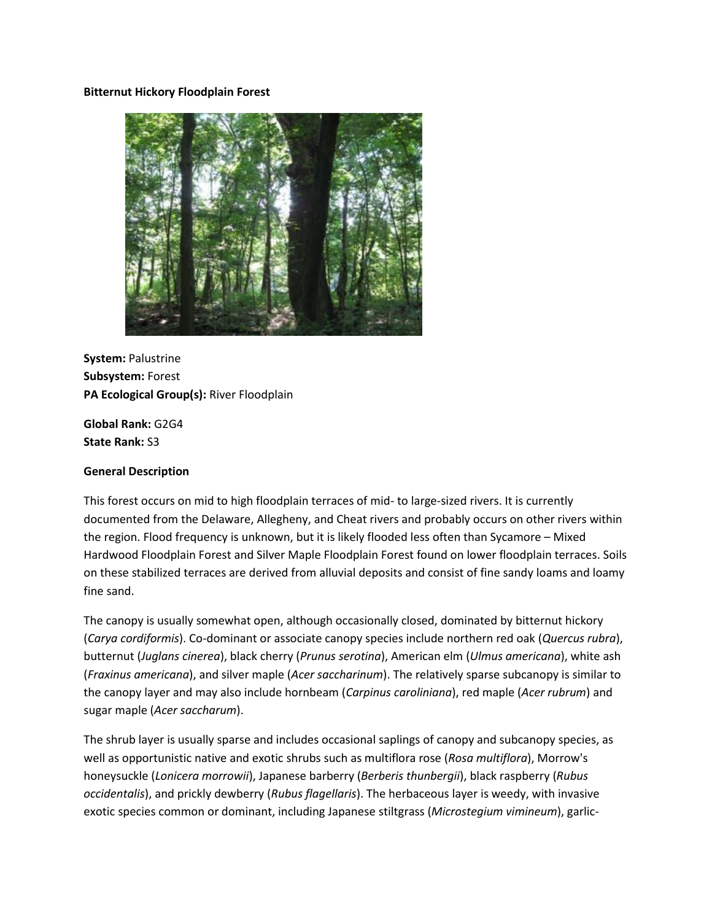**Bitternut Hickory Floodplain Forest**

**System:** Palustrine
**Subsystem:** Forest
**PA Ecological Group(s):** River Floodplain

**Global Rank:** G2G4
**State Rank:** S3

**General Description**

This forest occurs on mid to high floodplain terraces of mid- to large-sized rivers. It is currently documented from the Delaware, Allegheny, and Cheat rivers and probably occurs on other rivers within the region. Flood frequency is unknown, but it is likely flooded less often than Sycamore – Mixed Hardwood Floodplain Forest and Silver Maple Floodplain Forest found on lower floodplain terraces. Soils on these stabilized terraces are derived from alluvial deposits and consist of fine sandy loams and loamy fine sand.

The canopy is usually somewhat open, although occasionally closed, dominated by bitternut hickory (*Carya cordiformis*). Co-dominant or associate canopy species include northern red oak (*Quercus rubra*), butternut (*Juglans cinerea*), black cherry (*Prunus serotina*), American elm (*Ulmus americana*), white ash (*Fraxinus americana*), and silver maple (*Acer saccharinum*). The relatively sparse subcanopy is similar to the canopy layer and may also include hornbeam (*Carpinus caroliniana*), red maple (*Acer rubrum*) and sugar maple (*Acer saccharum*).

The shrub layer is usually sparse and includes occasional saplings of canopy and subcanopy species, as well as opportunistic native and exotic shrubs such as multiflora rose (*Rosa multiflora*), Morrow's honeysuckle (*Lonicera morrowii*), Japanese barberry (*Berberis thunbergii*), black raspberry (*Rubus occidentalis*), and prickly dewberry (*Rubus flagellaris*). The herbaceous layer is weedy, with invasive exotic species common or dominant, including Japanese stiltgrass (*Microstegium vimineum*), garlic-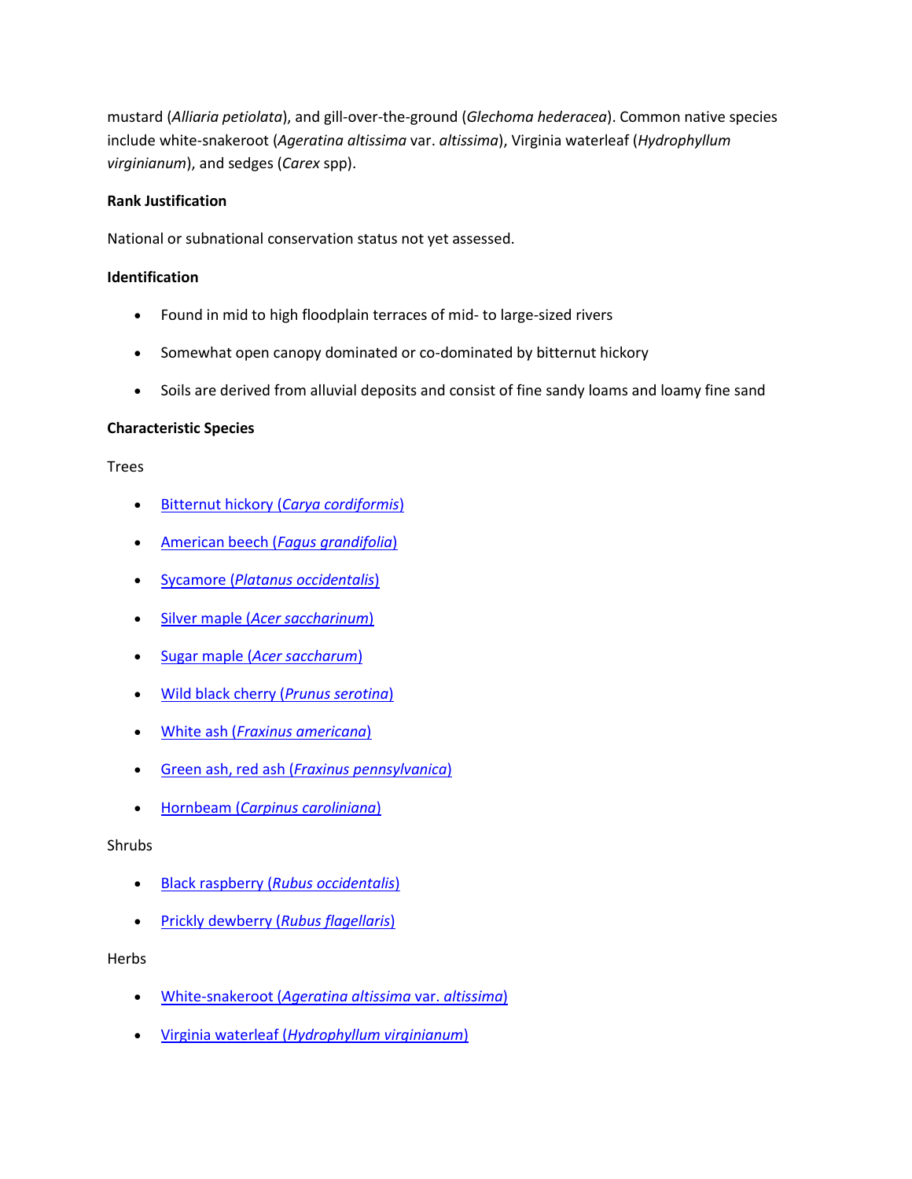mustard (*Alliaria petiolata*), and gill-over-the-ground (*Glechoma hederacea*). Common native species include white-snakeroot (*Ageratina altissima* var. *altissima*), Virginia waterleaf (*Hydrophyllum virginianum*), and sedges (*Carex* spp).

**Rank Justification**

National or subnational conservation status not yet assessed.

**Identification**

- Found in mid to high floodplain terraces of mid- to large-sized rivers
- Somewhat open canopy dominated or co-dominated by bitternut hickory
- Soils are derived from alluvial deposits and consist of fine sandy loams and loamy fine sand

**Characteristic Species**

Trees

- Bitternut hickory (*Carya cordiformis*)
- American beech (*Fagus grandifolia*)
- Sycamore (*Platanus occidentalis*)
- Silver maple (*Acer saccharinum*)
- Sugar maple (*Acer saccharum*)
- Wild black cherry (*Prunus serotina*)
- White ash (*Fraxinus americana*)
- Green ash, red ash (*Fraxinus pennsylvanica*)
- Hornbeam (*Carpinus caroliniana*)

Shrubs

- Black raspberry (*Rubus occidentalis*)
- Prickly dewberry (*Rubus flagellaris*)

Herbs

- White-snakeroot (*Ageratina altissima* var. *altissima*)
- Virginia waterleaf (*Hydrophyllum virginianum*)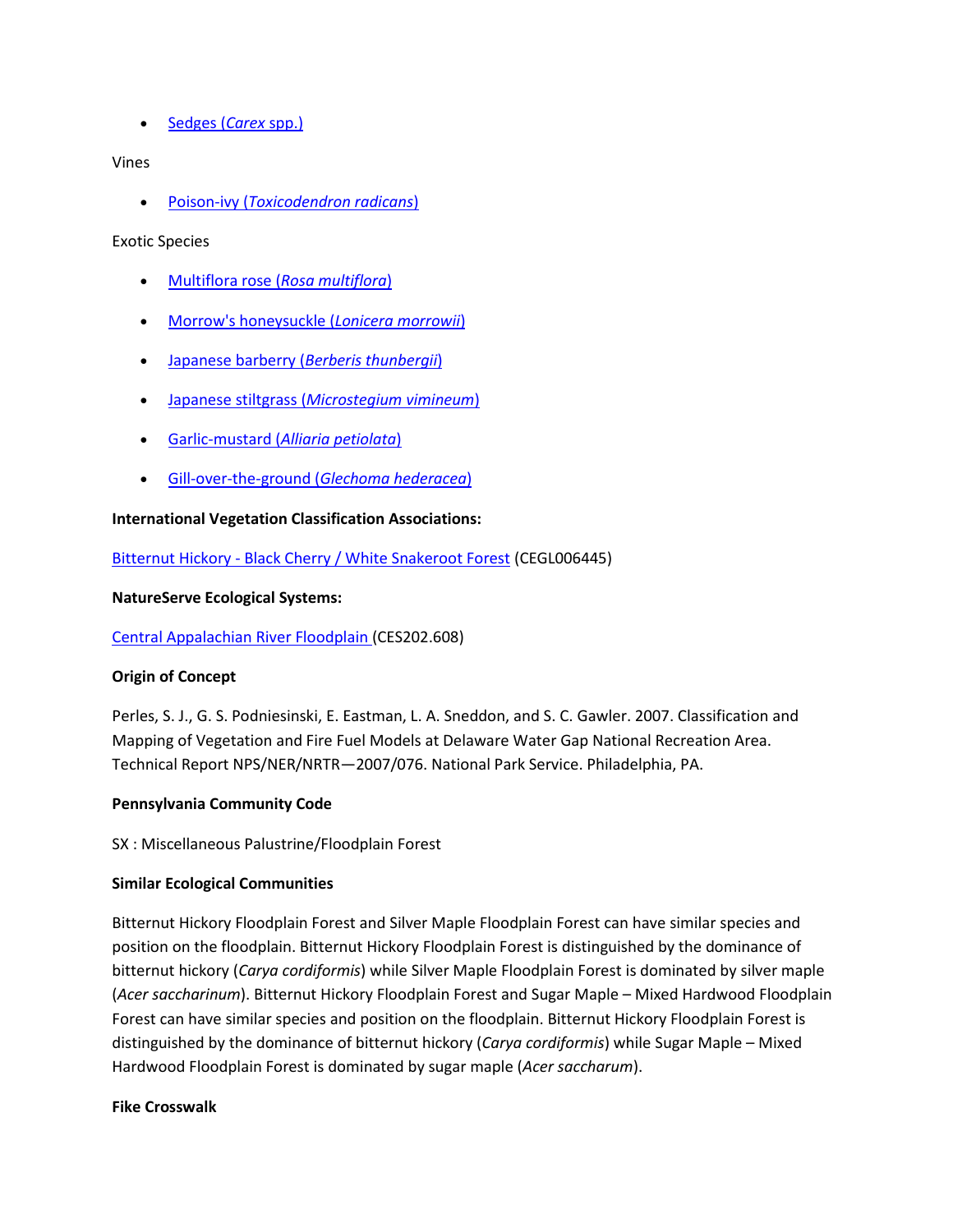- Sedges (*Carex* spp.)

Vines

- Poison-ivy (*Toxicodendron radicans*)

Exotic Species

- Multiflora rose (*Rosa multiflora*)
- Morrow's honeysuckle (*Lonicera morrowii*)
- Japanese barberry (*Berberis thunbergii*)
- Japanese stiltgrass (*Microstegium vimineum*)
- Garlic-mustard (*Alliaria petiolata*)
- Gill-over-the-ground (*Glechoma hederacea*)

**International Vegetation Classification Associations:**

Bitternut Hickory - Black Cherry / White Snakeroot Forest (CEGL006445)

**NatureServe Ecological Systems:**

Central Appalachian River Floodplain (CES202.608)

**Origin of Concept**

Perles, S. J., G. S. Podniesinski, E. Eastman, L. A. Sneddon, and S. C. Gawler. 2007. Classification and Mapping of Vegetation and Fire Fuel Models at Delaware Water Gap National Recreation Area. Technical Report NPS/NER/NRTR—2007/076. National Park Service. Philadelphia, PA.

**Pennsylvania Community Code**

SX : Miscellaneous Palustrine/Floodplain Forest

**Similar Ecological Communities**

Bitternut Hickory Floodplain Forest and Silver Maple Floodplain Forest can have similar species and position on the floodplain. Bitternut Hickory Floodplain Forest is distinguished by the dominance of bitternut hickory (*Carya cordiformis*) while Silver Maple Floodplain Forest is dominated by silver maple (*Acer saccharinum*). Bitternut Hickory Floodplain Forest and Sugar Maple – Mixed Hardwood Floodplain Forest can have similar species and position on the floodplain. Bitternut Hickory Floodplain Forest is distinguished by the dominance of bitternut hickory (*Carya cordiformis*) while Sugar Maple – Mixed Hardwood Floodplain Forest is dominated by sugar maple (*Acer saccharum*).

**Fike Crosswalk**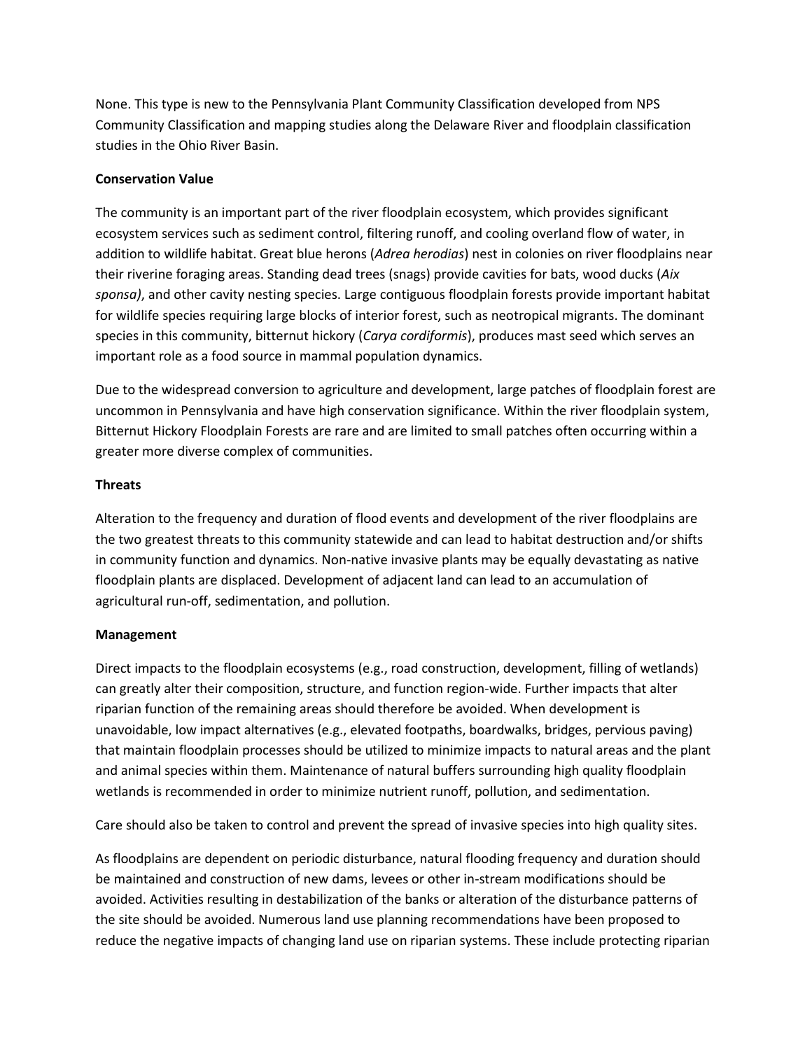None. This type is new to the Pennsylvania Plant Community Classification developed from NPS Community Classification and mapping studies along the Delaware River and floodplain classification studies in the Ohio River Basin.

**Conservation Value**

The community is an important part of the river floodplain ecosystem, which provides significant ecosystem services such as sediment control, filtering runoff, and cooling overland flow of water, in addition to wildlife habitat. Great blue herons (*Adrea herodias*) nest in colonies on river floodplains near their riverine foraging areas. Standing dead trees (snags) provide cavities for bats, wood ducks (*Aix sponsa)*, and other cavity nesting species. Large contiguous floodplain forests provide important habitat for wildlife species requiring large blocks of interior forest, such as neotropical migrants. The dominant species in this community, bitternut hickory (*Carya cordiformis*), produces mast seed which serves an important role as a food source in mammal population dynamics.

Due to the widespread conversion to agriculture and development, large patches of floodplain forest are uncommon in Pennsylvania and have high conservation significance. Within the river floodplain system, Bitternut Hickory Floodplain Forests are rare and are limited to small patches often occurring within a greater more diverse complex of communities.

**Threats**

Alteration to the frequency and duration of flood events and development of the river floodplains are the two greatest threats to this community statewide and can lead to habitat destruction and/or shifts in community function and dynamics. Non-native invasive plants may be equally devastating as native floodplain plants are displaced. Development of adjacent land can lead to an accumulation of agricultural run-off, sedimentation, and pollution.

**Management**

Direct impacts to the floodplain ecosystems (e.g., road construction, development, filling of wetlands) can greatly alter their composition, structure, and function region-wide. Further impacts that alter riparian function of the remaining areas should therefore be avoided. When development is unavoidable, low impact alternatives (e.g., elevated footpaths, boardwalks, bridges, pervious paving) that maintain floodplain processes should be utilized to minimize impacts to natural areas and the plant and animal species within them. Maintenance of natural buffers surrounding high quality floodplain wetlands is recommended in order to minimize nutrient runoff, pollution, and sedimentation.

Care should also be taken to control and prevent the spread of invasive species into high quality sites.

As floodplains are dependent on periodic disturbance, natural flooding frequency and duration should be maintained and construction of new dams, levees or other in-stream modifications should be avoided. Activities resulting in destabilization of the banks or alteration of the disturbance patterns of the site should be avoided. Numerous land use planning recommendations have been proposed to reduce the negative impacts of changing land use on riparian systems. These include protecting riparian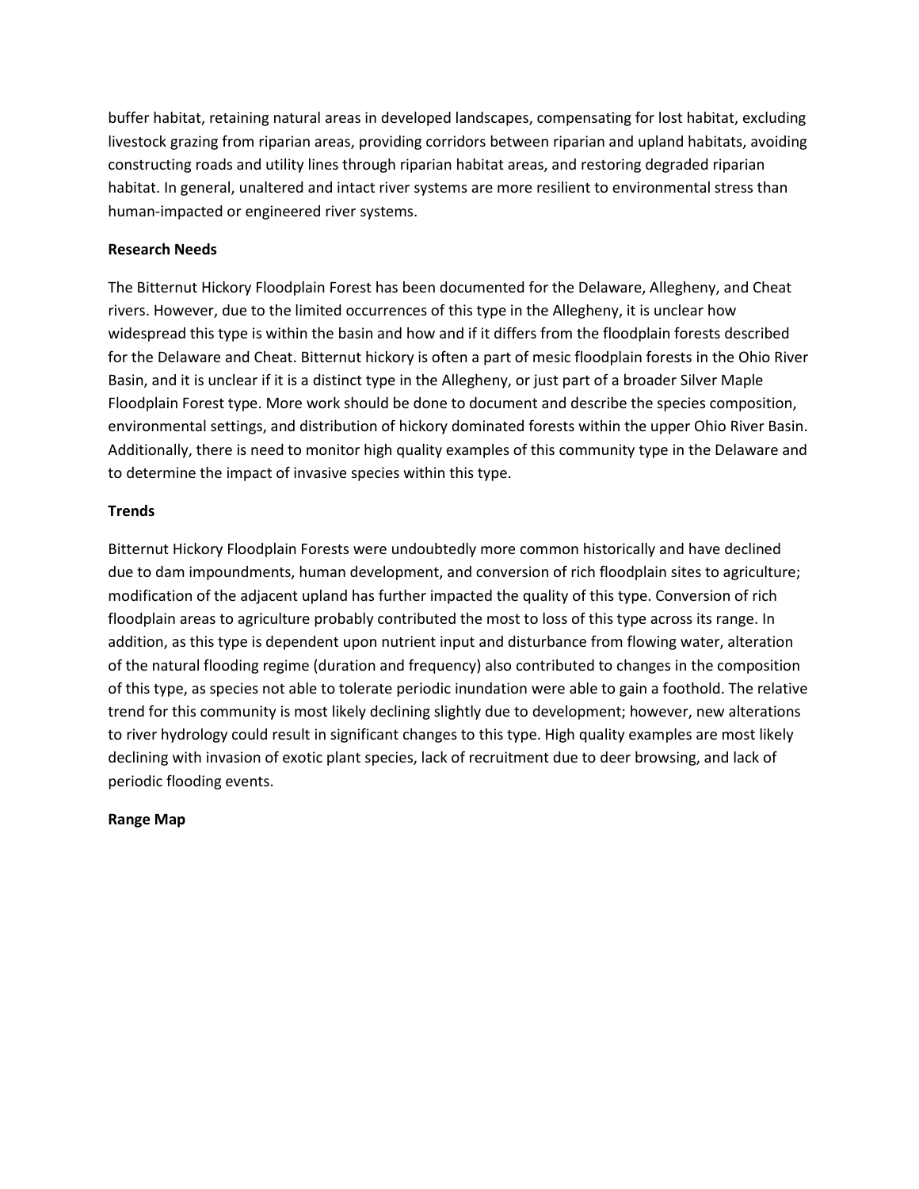buffer habitat, retaining natural areas in developed landscapes, compensating for lost habitat, excluding livestock grazing from riparian areas, providing corridors between riparian and upland habitats, avoiding constructing roads and utility lines through riparian habitat areas, and restoring degraded riparian habitat. In general, unaltered and intact river systems are more resilient to environmental stress than human-impacted or engineered river systems.

**Research Needs**

The Bitternut Hickory Floodplain Forest has been documented for the Delaware, Allegheny, and Cheat rivers. However, due to the limited occurrences of this type in the Allegheny, it is unclear how widespread this type is within the basin and how and if it differs from the floodplain forests described for the Delaware and Cheat. Bitternut hickory is often a part of mesic floodplain forests in the Ohio River Basin, and it is unclear if it is a distinct type in the Allegheny, or just part of a broader Silver Maple Floodplain Forest type. More work should be done to document and describe the species composition, environmental settings, and distribution of hickory dominated forests within the upper Ohio River Basin. Additionally, there is need to monitor high quality examples of this community type in the Delaware and to determine the impact of invasive species within this type.

**Trends**

Bitternut Hickory Floodplain Forests were undoubtedly more common historically and have declined due to dam impoundments, human development, and conversion of rich floodplain sites to agriculture; modification of the adjacent upland has further impacted the quality of this type. Conversion of rich floodplain areas to agriculture probably contributed the most to loss of this type across its range. In addition, as this type is dependent upon nutrient input and disturbance from flowing water, alteration of the natural flooding regime (duration and frequency) also contributed to changes in the composition of this type, as species not able to tolerate periodic inundation were able to gain a foothold. The relative trend for this community is most likely declining slightly due to development; however, new alterations to river hydrology could result in significant changes to this type. High quality examples are most likely declining with invasion of exotic plant species, lack of recruitment due to deer browsing, and lack of periodic flooding events.

**Range Map**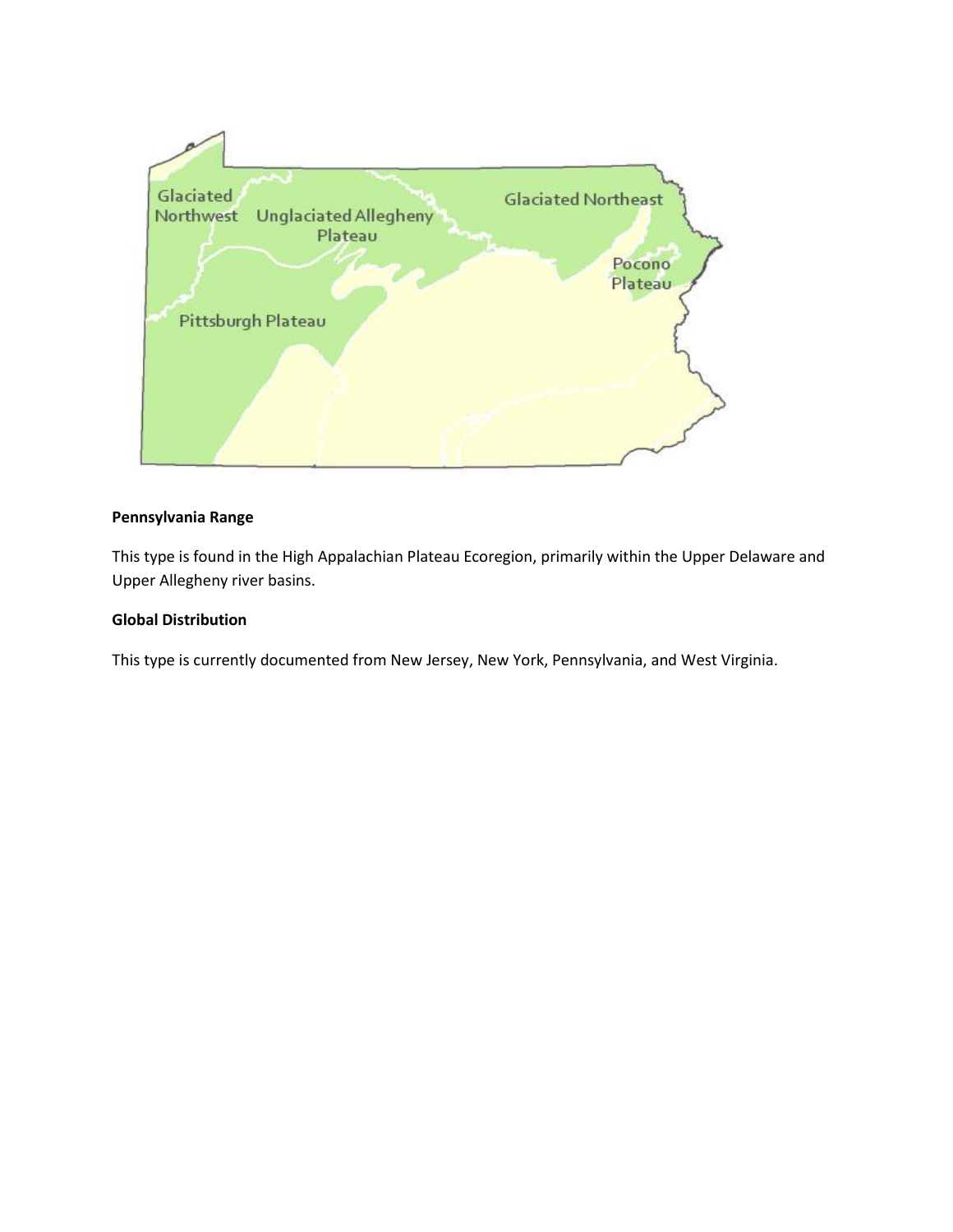Glaciated Northwest

Unglaciated Allegheny Plateau

Glaciated Northeast

Pocono Plateau

Pittsburgh Plateau

**Pennsylvania Range**

This type is found in the High Appalachian Plateau Ecoregion, primarily within the Upper Delaware and Upper Allegheny river basins.

**Global Distribution**

This type is currently documented from New Jersey, New York, Pennsylvania, and West Virginia.